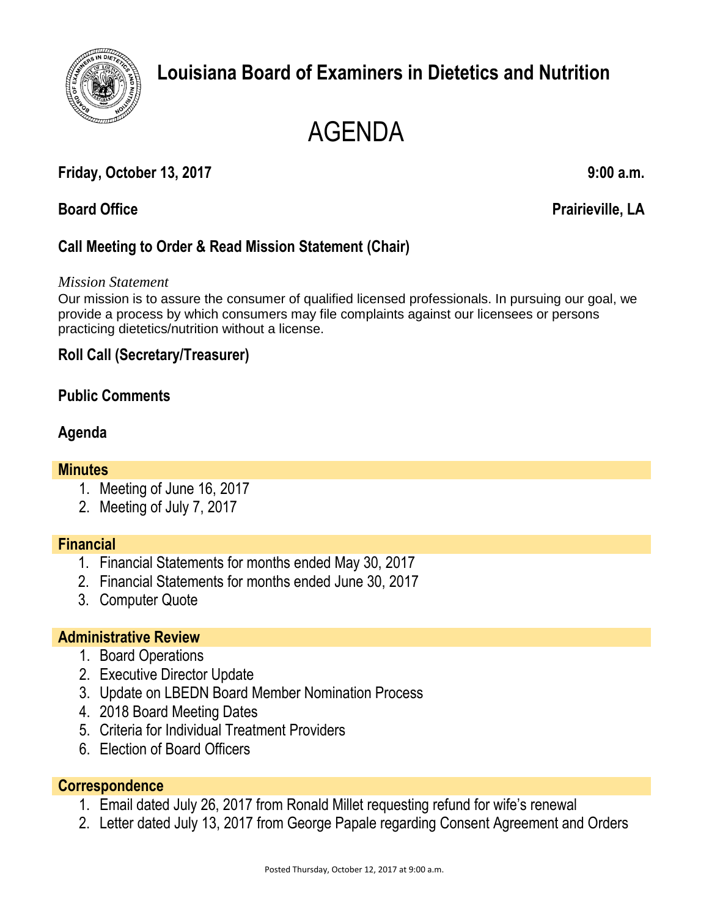# Louisiana Board of Examiners in Dietetics and Nutrition

# AGENDA

**Friday, October 13, 2017** **9:00 a.m.**

**Board Office** **Prairieville, LA**

## Call Meeting to Order & Read Mission Statement (Chair)

*Mission Statement*

Our mission is to assure the consumer of qualified licensed professionals. In pursuing our goal, we provide a process by which consumers may file complaints against our licensees or persons practicing dietetics/nutrition without a license.

## Roll Call (Secretary/Treasurer)

## Public Comments

## Agenda

### Minutes

1. Meeting of June 16, 2017
2. Meeting of July 7, 2017

### Financial

1. Financial Statements for months ended May 30, 2017
2. Financial Statements for months ended June 30, 2017
3. Computer Quote

### Administrative Review

1. Board Operations
2. Executive Director Update
3. Update on LBEDN Board Member Nomination Process
4. 2018 Board Meeting Dates
5. Criteria for Individual Treatment Providers
6. Election of Board Officers

### Correspondence

1. Email dated July 26, 2017 from Ronald Millet requesting refund for wife's renewal
2. Letter dated July 13, 2017 from George Papale regarding Consent Agreement and Orders

Posted Thursday, October 12, 2017 at 9:00 a.m.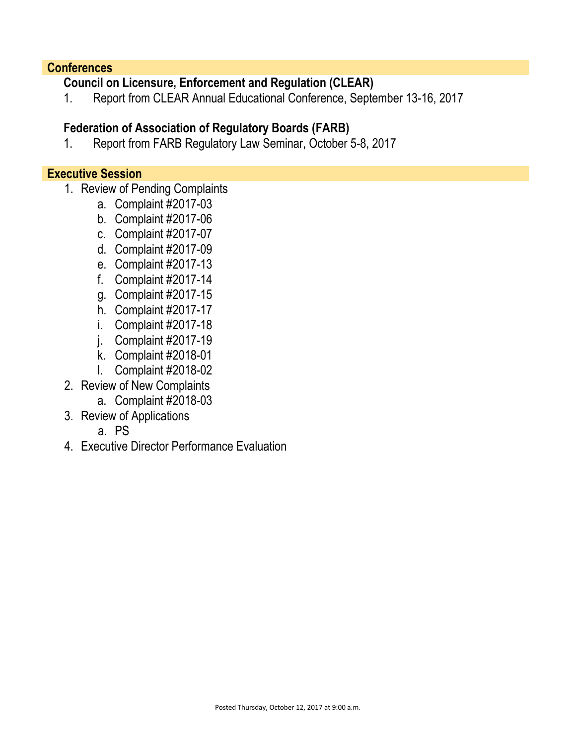## Conferences

### Council on Licensure, Enforcement and Regulation (CLEAR)

1. Report from CLEAR Annual Educational Conference, September 13-16, 2017

### Federation of Association of Regulatory Boards (FARB)

1. Report from FARB Regulatory Law Seminar, October 5-8, 2017

## Executive Session

1. Review of Pending Complaints
    a. Complaint #2017-03
    b. Complaint #2017-06
    c. Complaint #2017-07
    d. Complaint #2017-09
    e. Complaint #2017-13
    f. Complaint #2017-14
    g. Complaint #2017-15
    h. Complaint #2017-17
    i. Complaint #2017-18
    j. Complaint #2017-19
    k. Complaint #2018-01
    l. Complaint #2018-02
2. Review of New Complaints
    a. Complaint #2018-03
3. Review of Applications
    a. PS
4. Executive Director Performance Evaluation

Posted Thursday, October 12, 2017 at 9:00 a.m.